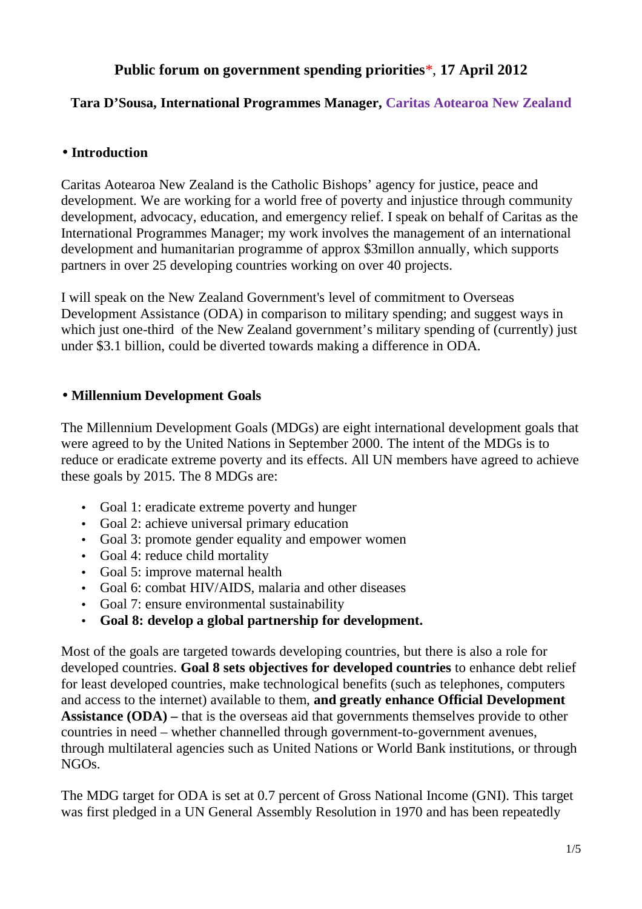# Public forum on government spending priorities*, 17 April 2012

**Tara D'Sousa, International Programmes Manager, Caritas Aotearoa New Zealand**

## • Introduction

Caritas Aotearoa New Zealand is the Catholic Bishops' agency for justice, peace and development. We are working for a world free of poverty and injustice through community development, advocacy, education, and emergency relief. I speak on behalf of Caritas as the International Programmes Manager; my work involves the management of an international development and humanitarian programme of approx $3millon annually, which supports partners in over 25 developing countries working on over 40 projects.

I will speak on the New Zealand Government's level of commitment to Overseas Development Assistance (ODA) in comparison to military spending; and suggest ways in which just one-third of the New Zealand government's military spending of (currently) just under $3.1 billion, could be diverted towards making a difference in ODA.

## • Millennium Development Goals

The Millennium Development Goals (MDGs) are eight international development goals that were agreed to by the United Nations in September 2000. The intent of the MDGs is to reduce or eradicate extreme poverty and its effects. All UN members have agreed to achieve these goals by 2015. The 8 MDGs are:

- Goal 1: eradicate extreme poverty and hunger
- Goal 2: achieve universal primary education
- Goal 3: promote gender equality and empower women
- Goal 4: reduce child mortality
- Goal 5: improve maternal health
- Goal 6: combat HIV/AIDS, malaria and other diseases
- Goal 7: ensure environmental sustainability
- **Goal 8: develop a global partnership for development.**

Most of the goals are targeted towards developing countries, but there is also a role for developed countries. **Goal 8 sets objectives for developed countries** to enhance debt relief for least developed countries, make technological benefits (such as telephones, computers and access to the internet) available to them, **and greatly enhance Official Development Assistance (ODA) –** that is the overseas aid that governments themselves provide to other countries in need – whether channelled through government-to-government avenues, through multilateral agencies such as United Nations or World Bank institutions, or through NGOs.

The MDG target for ODA is set at 0.7 percent of Gross National Income (GNI). This target was first pledged in a UN General Assembly Resolution in 1970 and has been repeatedly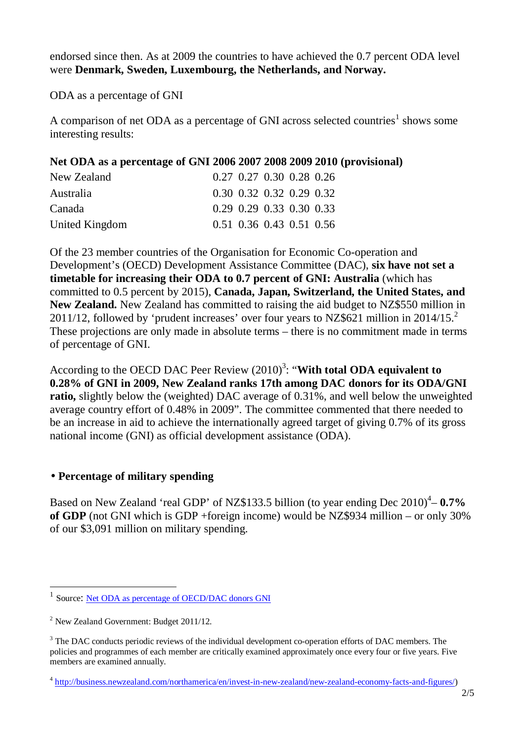endorsed since then. As at 2009 the countries to have achieved the 0.7 percent ODA level were **Denmark, Sweden, Luxembourg, the Netherlands, and Norway.**

ODA as a percentage of GNI

A comparison of net ODA as a percentage of GNI across selected countries[1] shows some interesting results:

**Net ODA as a percentage of GNI 2006 2007 2008 2009 2010 (provisional)**

| | 2006 | 2007 | 2008 | 2009 | 2010 (provisional) |
|---|---|---|---|---|---|
| New Zealand | 0.27 | 0.27 | 0.30 | 0.28 | 0.26 |
| Australia | 0.30 | 0.32 | 0.32 | 0.29 | 0.32 |
| Canada | 0.29 | 0.29 | 0.33 | 0.30 | 0.33 |
| United Kingdom | 0.51 | 0.36 | 0.43 | 0.51 | 0.56 |

Of the 23 member countries of the Organisation for Economic Co-operation and Development's (OECD) Development Assistance Committee (DAC), **six have not set a timetable for increasing their ODA to 0.7 percent of GNI: Australia** (which has committed to 0.5 percent by 2015), **Canada, Japan, Switzerland, the United States, and New Zealand.** New Zealand has committed to raising the aid budget to NZ$550 million in 2011/12, followed by 'prudent increases' over four years to NZ$621 million in 2014/15.[2] These projections are only made in absolute terms – there is no commitment made in terms of percentage of GNI.

According to the OECD DAC Peer Review (2010)[3]: "**With total ODA equivalent to 0.28% of GNI in 2009, New Zealand ranks 17th among DAC donors for its ODA/GNI ratio,** slightly below the (weighted) DAC average of 0.31%, and well below the unweighted average country effort of 0.48% in 2009". The committee commented that there needed to be an increase in aid to achieve the internationally agreed target of giving 0.7% of its gross national income (GNI) as official development assistance (ODA).

- **Percentage of military spending**

Based on New Zealand 'real GDP' of NZ$133.5 billion (to year ending Dec 2010)[4]– **0.7% of GDP** (not GNI which is GDP +foreign income) would be NZ$934 million – or only 30% of our $3,091 million on military spending.

---

[1] Source: Net ODA as percentage of OECD/DAC donors GNI

[2] New Zealand Government: Budget 2011/12.

[3] The DAC conducts periodic reviews of the individual development co-operation efforts of DAC members. The policies and programmes of each member are critically examined approximately once every four or five years. Five members are examined annually.

[4] http://business.newzealand.com/northamerica/en/invest-in-new-zealand/new-zealand-economy-facts-and-figures/)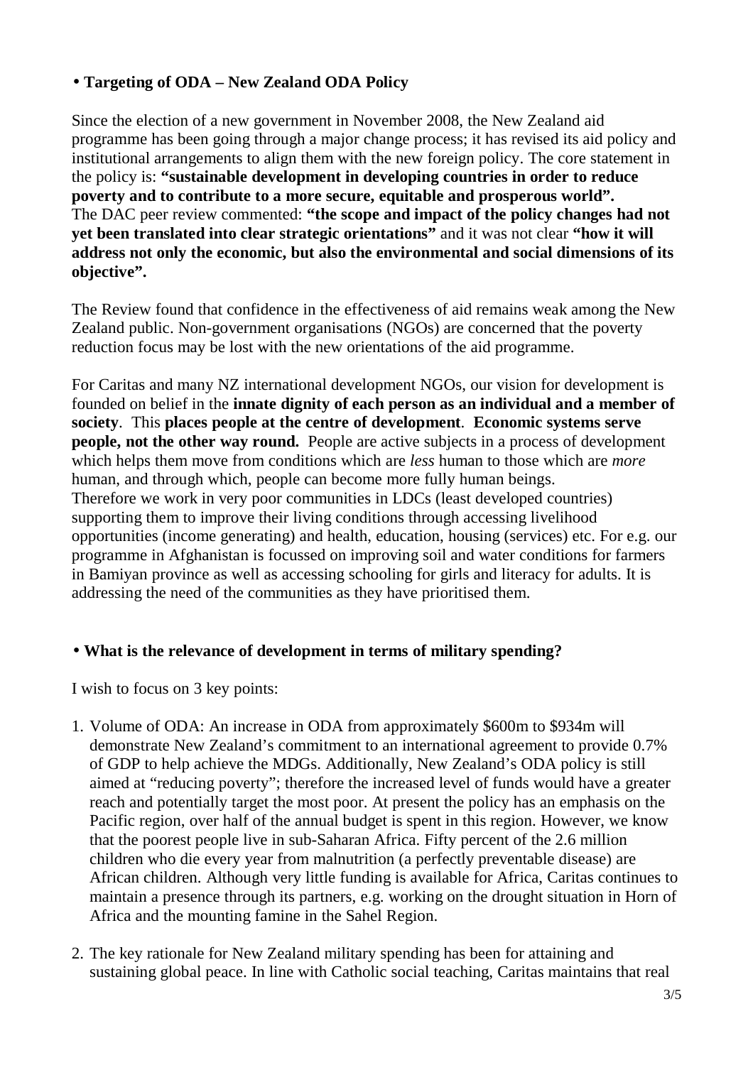- **Targeting of ODA – New Zealand ODA Policy**

Since the election of a new government in November 2008, the New Zealand aid programme has been going through a major change process; it has revised its aid policy and institutional arrangements to align them with the new foreign policy. The core statement in the policy is: **"sustainable development in developing countries in order to reduce poverty and to contribute to a more secure, equitable and prosperous world".**
The DAC peer review commented: **"the scope and impact of the policy changes had not yet been translated into clear strategic orientations"** and it was not clear **"how it will address not only the economic, but also the environmental and social dimensions of its objective".**

The Review found that confidence in the effectiveness of aid remains weak among the New Zealand public. Non-government organisations (NGOs) are concerned that the poverty reduction focus may be lost with the new orientations of the aid programme.

For Caritas and many NZ international development NGOs, our vision for development is founded on belief in the **innate dignity of each person as an individual and a member of society**. This **places people at the centre of development**. **Economic systems serve people, not the other way round.** People are active subjects in a process of development which helps them move from conditions which are *less* human to those which are *more* human, and through which, people can become more fully human beings.
Therefore we work in very poor communities in LDCs (least developed countries) supporting them to improve their living conditions through accessing livelihood opportunities (income generating) and health, education, housing (services) etc. For e.g. our programme in Afghanistan is focussed on improving soil and water conditions for farmers in Bamiyan province as well as accessing schooling for girls and literacy for adults. It is addressing the need of the communities as they have prioritised them.

- **What is the relevance of development in terms of military spending?**

I wish to focus on 3 key points:

1. Volume of ODA: An increase in ODA from approximately $600m to $934m will demonstrate New Zealand's commitment to an international agreement to provide 0.7% of GDP to help achieve the MDGs. Additionally, New Zealand's ODA policy is still aimed at "reducing poverty"; therefore the increased level of funds would have a greater reach and potentially target the most poor. At present the policy has an emphasis on the Pacific region, over half of the annual budget is spent in this region. However, we know that the poorest people live in sub-Saharan Africa. Fifty percent of the 2.6 million children who die every year from malnutrition (a perfectly preventable disease) are African children. Although very little funding is available for Africa, Caritas continues to maintain a presence through its partners, e.g. working on the drought situation in Horn of Africa and the mounting famine in the Sahel Region.

2. The key rationale for New Zealand military spending has been for attaining and sustaining global peace. In line with Catholic social teaching, Caritas maintains that real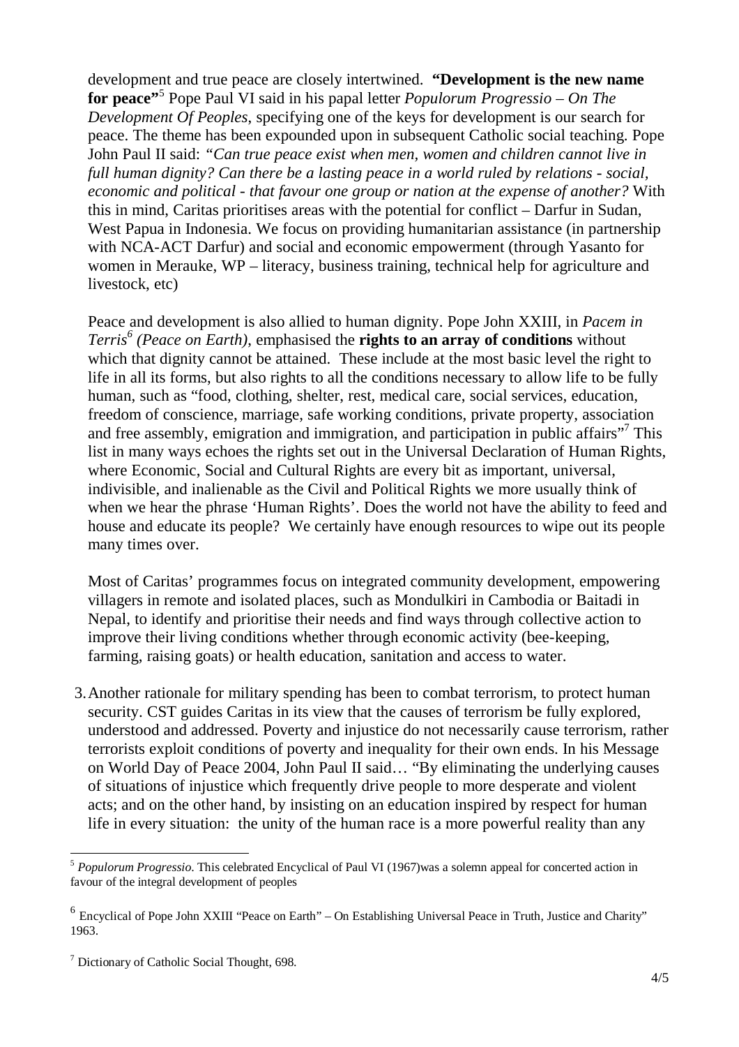development and true peace are closely intertwined. **"Development is the new name for peace"**[5] Pope Paul VI said in his papal letter *Populorum Progressio – On The Development Of Peoples*, specifying one of the keys for development is our search for peace. The theme has been expounded upon in subsequent Catholic social teaching. Pope John Paul II said: *"Can true peace exist when men, women and children cannot live in full human dignity? Can there be a lasting peace in a world ruled by relations - social, economic and political - that favour one group or nation at the expense of another?* With this in mind, Caritas prioritises areas with the potential for conflict – Darfur in Sudan, West Papua in Indonesia. We focus on providing humanitarian assistance (in partnership with NCA-ACT Darfur) and social and economic empowerment (through Yasanto for women in Merauke, WP – literacy, business training, technical help for agriculture and livestock, etc)

Peace and development is also allied to human dignity. Pope John XXIII, in *Pacem in Terris*[6] *(Peace on Earth)*, emphasised the **rights to an array of conditions** without which that dignity cannot be attained. These include at the most basic level the right to life in all its forms, but also rights to all the conditions necessary to allow life to be fully human, such as "food, clothing, shelter, rest, medical care, social services, education, freedom of conscience, marriage, safe working conditions, private property, association and free assembly, emigration and immigration, and participation in public affairs"[7] This list in many ways echoes the rights set out in the Universal Declaration of Human Rights, where Economic, Social and Cultural Rights are every bit as important, universal, indivisible, and inalienable as the Civil and Political Rights we more usually think of when we hear the phrase 'Human Rights'. Does the world not have the ability to feed and house and educate its people? We certainly have enough resources to wipe out its people many times over.

Most of Caritas' programmes focus on integrated community development, empowering villagers in remote and isolated places, such as Mondulkiri in Cambodia or Baitadi in Nepal, to identify and prioritise their needs and find ways through collective action to improve their living conditions whether through economic activity (bee-keeping, farming, raising goats) or health education, sanitation and access to water.

3. Another rationale for military spending has been to combat terrorism, to protect human security. CST guides Caritas in its view that the causes of terrorism be fully explored, understood and addressed. Poverty and injustice do not necessarily cause terrorism, rather terrorists exploit conditions of poverty and inequality for their own ends. In his Message on World Day of Peace 2004, John Paul II said… "By eliminating the underlying causes of situations of injustice which frequently drive people to more desperate and violent acts; and on the other hand, by insisting on an education inspired by respect for human life in every situation: the unity of the human race is a more powerful reality than any

---

[5] *Populorum Progressio*. This celebrated Encyclical of Paul VI (1967)was a solemn appeal for concerted action in favour of the integral development of peoples

[6] Encyclical of Pope John XXIII "Peace on Earth" – On Establishing Universal Peace in Truth, Justice and Charity" 1963.

[7] Dictionary of Catholic Social Thought, 698.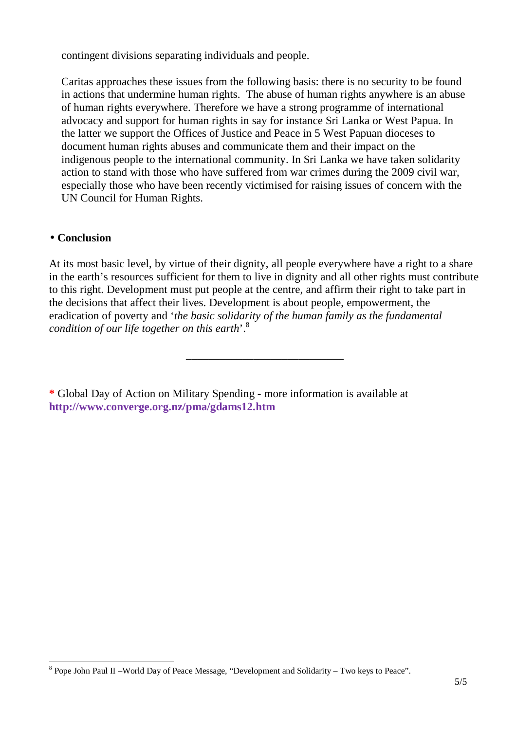contingent divisions separating individuals and people.

Caritas approaches these issues from the following basis: there is no security to be found in actions that undermine human rights. The abuse of human rights anywhere is an abuse of human rights everywhere. Therefore we have a strong programme of international advocacy and support for human rights in say for instance Sri Lanka or West Papua. In the latter we support the Offices of Justice and Peace in 5 West Papuan dioceses to document human rights abuses and communicate them and their impact on the indigenous people to the international community. In Sri Lanka we have taken solidarity action to stand with those who have suffered from war crimes during the 2009 civil war, especially those who have been recently victimised for raising issues of concern with the UN Council for Human Rights.

## • Conclusion

At its most basic level, by virtue of their dignity, all people everywhere have a right to a share in the earth's resources sufficient for them to live in dignity and all other rights must contribute to this right. Development must put people at the centre, and affirm their right to take part in the decisions that affect their lives. Development is about people, empowerment, the eradication of poverty and '*the basic solidarity of the human family as the fundamental condition of our life together on this earth*'.[8]

---

* Global Day of Action on Military Spending - more information is available at **http://www.converge.org.nz/pma/gdams12.htm**

[8] Pope John Paul II –World Day of Peace Message, "Development and Solidarity – Two keys to Peace".